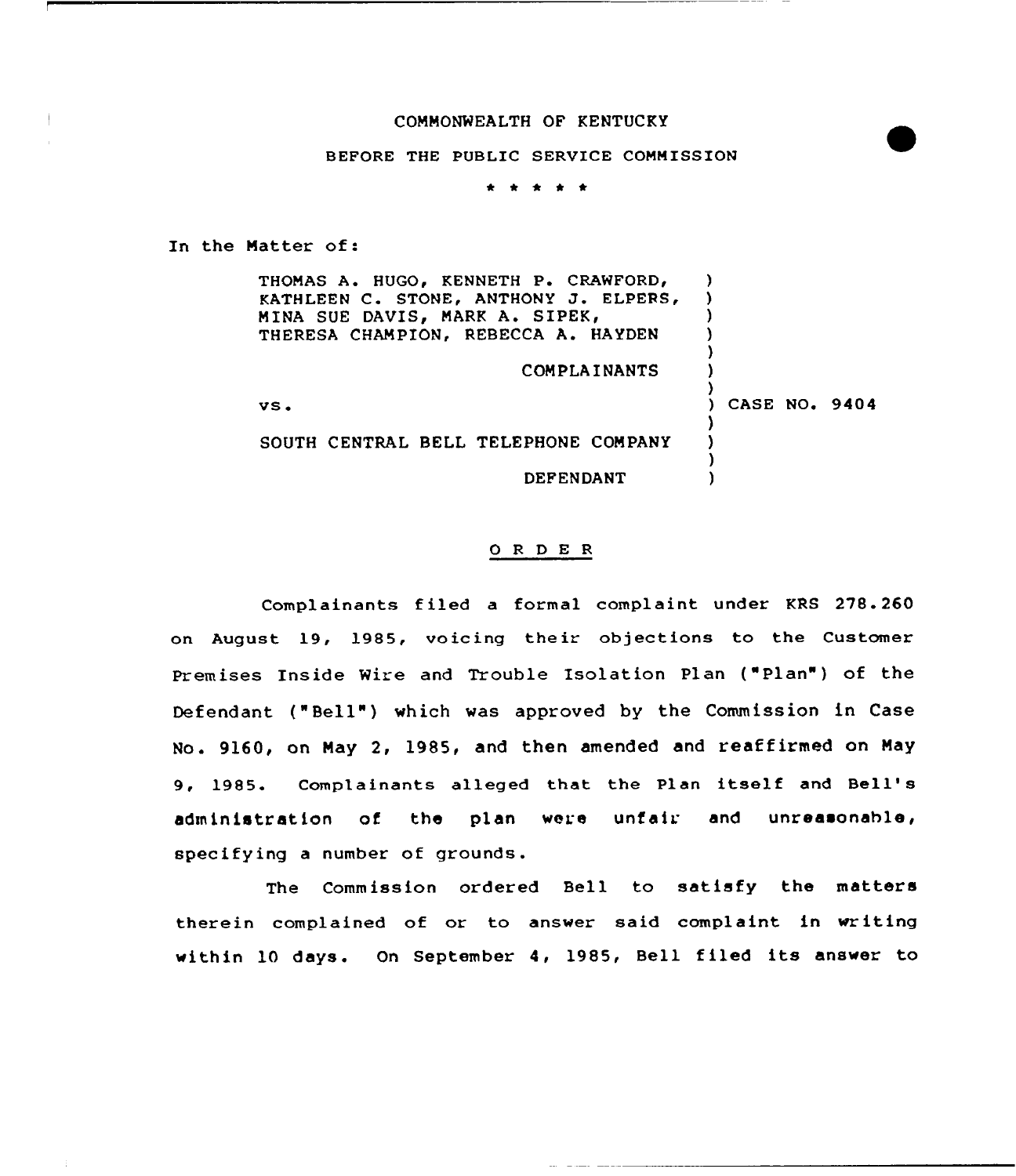COMMONWEALTH OF KENTUCKY

BEFORE THE PUBLIC SERVICE COMMISSION

\* \* \* \* \*

In the Matter of:

THOMAS A. HUGO, KENNETH P. CRAWFORD, KATHLEEN C. STONE, ANTHONY J. ELPERS, MINA SUE DAVIS, MARK A. SIPEK, THERESA CHAMPION, REBECCA A. HAYDEN

COMPLAINANTS

vs.

SOUTH CENTRAL BELL TELEPHONE COMPANY

DEFENDANT

CASE NO. 9404

## O R D E R

Complainants filed a formal complaint under KRS 278.260 on August 19, 1985, voicing their objections to the Customer Premises Inside Wire and Trouble Isolation Plan ("Plan") of the Defendant ("Bell") which was approved by the Commission in Case No. 9160, on May 2, 1985, and then amended and reaffirmed on May 9, 1985. Complainants alleged that the Plan itself and Bell's administration of the plan were unfair and unreasonable, specifying a number of grounds.

The Commission ordered Bell to satisfy the matters therein complained of or to answer said complaint in writing within 10 days. On September 4, 1985, Bell filed its answer to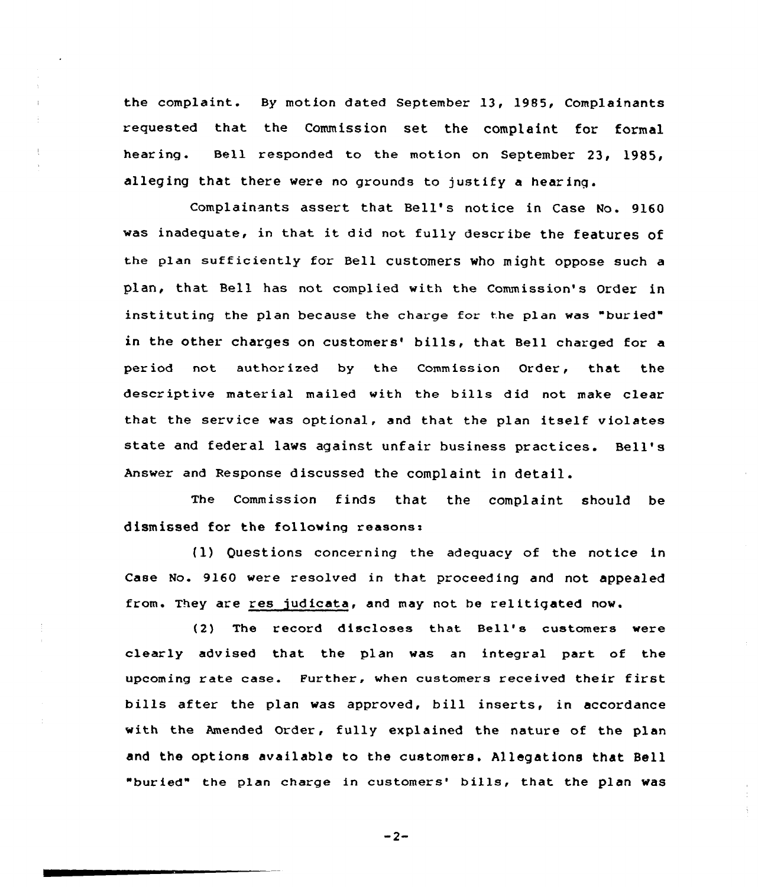the complaint. By motion dated September 13, 1985, Complainants requested that the Commission set the complaint for formal hearing. Bell responded to the motion on September 23, 1985, alleging that there were no grounds to justify a hearing.

Complainants assert that Bell's notice in Case No. 9160 was inadequate, in that it did not fully describe the features of the plan sufficiently for Bell customers who might oppose such a plan, that Bell has not complied with the Commission's Order in instituting the plan because the charge for the plan was "buried" in the other charges on customers' bills, that Bell charged for a period not authorized by the Commission Order, that the descriptive material mailed with the bills did not make clear that the service was optional, and that the plan itself violates state and federal laws against unfair business practices. Bell's Answer and Response discussed the complaint in detail.

The Commission finds that the complaint should be dismissed for the following reasons:

(1) Questions concerning the adequacy of the notice in Case No. 9160 were resolved in that proceeding and not appealed from. They are res judicata, and may not be relitigated now.

(2) The record discloses that Bell's customers were clearly advised that the plan was an integral part of the upcoming rate case. Further, when customers received their first bills after the plan was approved, bill inserts, in accordance with the Amended Order, fully explained the nature of the plan and the options available to the customers. Allegations that Bell "buried" the plan charge in customers' bills, that the plan was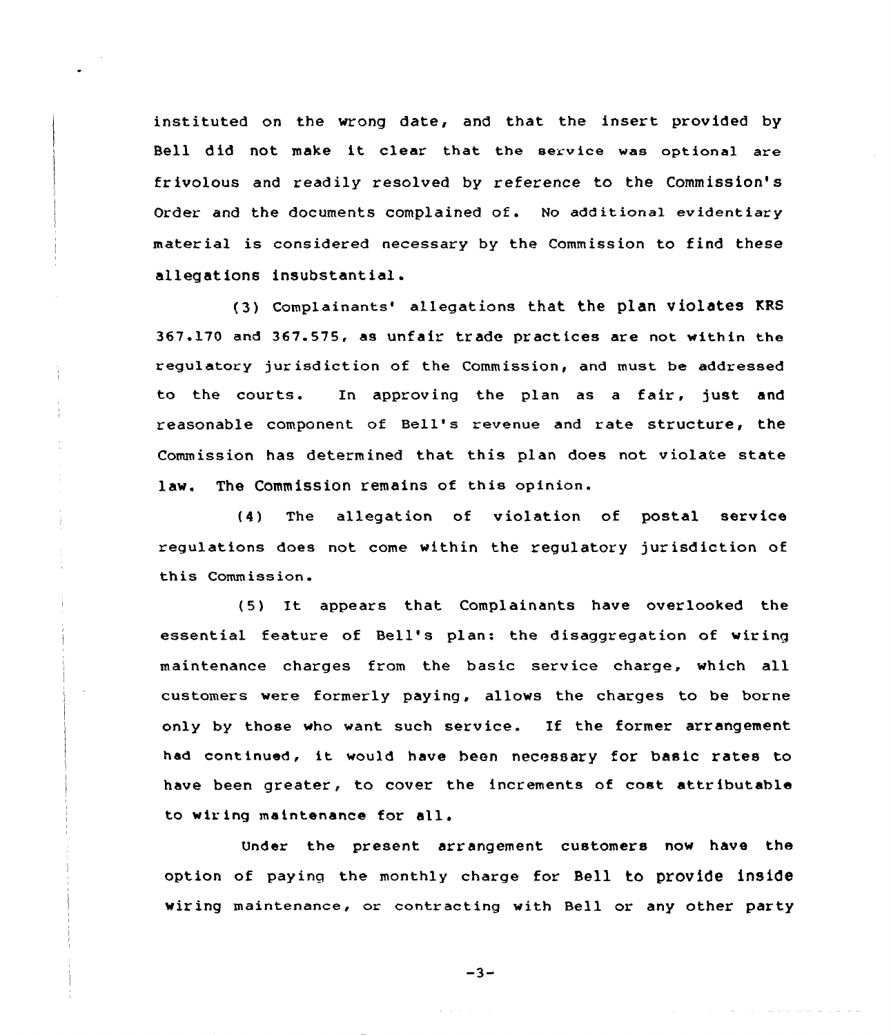instituted on the wrong date, and that the insert provided by Bell did not make it clear that the service was optional are frivolous and readily resolved by reference to the Commission's Order and the documents complained of. No additional evidentiary material is considered necessary by the Commission to find these allegations insubstantial.

(3) Complainants' allegations that the plan violates KRS 367.170 and 367.575, as unfair trade practices are not within the regulatory jurisdiction of the Commission, and must be addressed to the courts. In approving the plan as a fair, just and reasonable component of Bell's revenue and rate structure, the Commission has determined that this plan does not violate state law. The Commission remains of this opinion.

(4) The allegation of violation of postal service regulations does not come within the regulatory jurisdiction of this Commission.

(5) It appears that Complainants have overlooked the essential feature of Bell's plan: the disaggregation of wiring maintenance charges from the basic service charge, which all customers were formerly paying, allows the charges to be borne only by those who want such service. If the former arrangement had continued, it would have been necessary for basic rates to have been greater, to cover the increments of cost attributable to wiring maintenance for all.

Under the present arrangement customers now have the option of paying the monthly charge for Bell to provide inside wiring maintenance, or contracting with Bell or any other party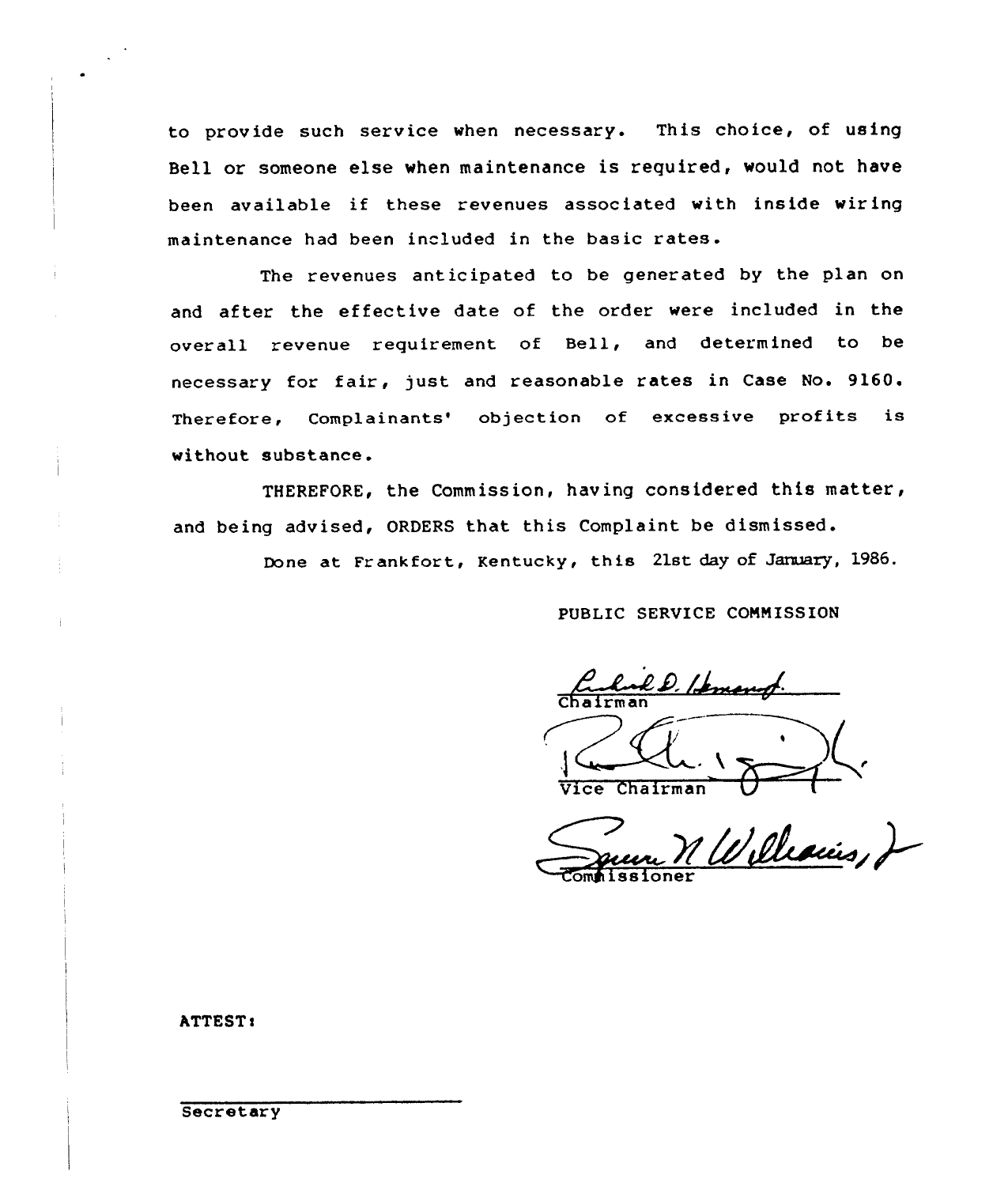to provide such service when necessary. This choice, of using Bell or someone else when maintenance is required, would not have been available if these revenues associated with inside wiring maintenance had been included in the basic rates.

The revenues anticipated to be generated by the plan on and after the effective date of the order were included in the overall revenue requirement of Bell, and determined to be necessary for fair, just and reasonable rates in Case No. 9160. Therefore, Complainants' objection of excessive profits is without substance.

THEREFORE, the Commission, having considered this matter, and being advised, ORDERS that this Complaint be dismissed.

Done at Frankfort, Kentucky, this 21st day of January, 1986.

PUBLIC SERVICE COMMISSION

Chairman

Vice Chairman

Commissioner

ATTEST:

Secretary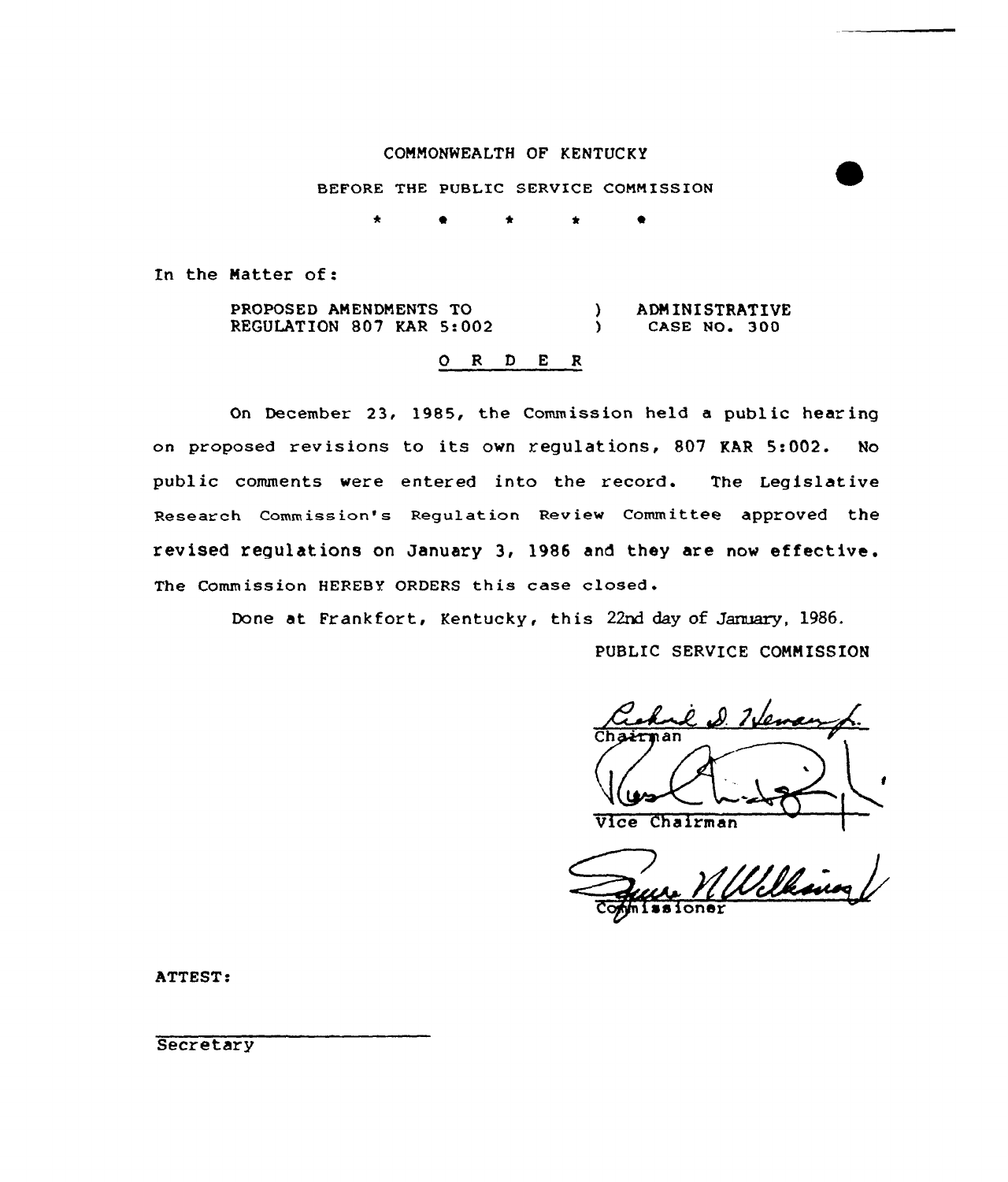COMMONWEALTH OF KENTUCKY

BEFORE THE PUBLIC SERVICE COMMISSION

\* \* \* \* \*

In the Matter of:

PROPOSED AMENDMENTS TO REGULATION 807 KAR 5:002 ) ADMINISTRATIVE CASE NO. 300

O R D E R

On December 23, 1985, the Commission held a public hearing on proposed revisions to its own regulations, 807 KAR 5:002. No public comments were entered into the record. The Legislative Research Commission's Regulation Review Committee approved the revised regulations on January 3, 1986 and they are now effective. The Commission HEREBY ORDERS this case closed.

Done at Frankfort, Kentucky, this 22nd day of January, 1986.

PUBLIC SERVICE COMMISSION

Chairman

Vice Chairman

Commissioner

ATTEST:

Secretary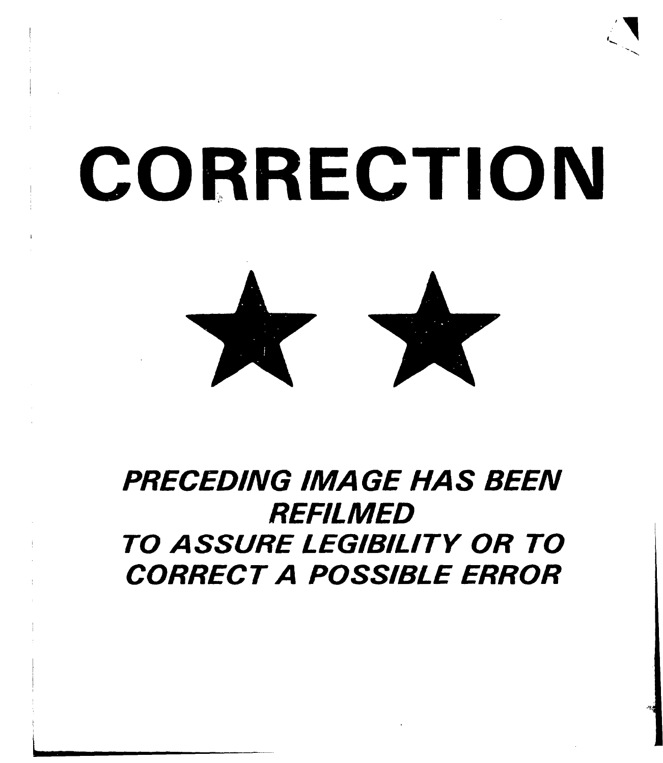# CORRECTION

★ ★

***PRECEDING IMAGE HAS BEEN REFILMED TO ASSURE LEGIBILITY OR TO CORRECT A POSSIBLE ERROR***